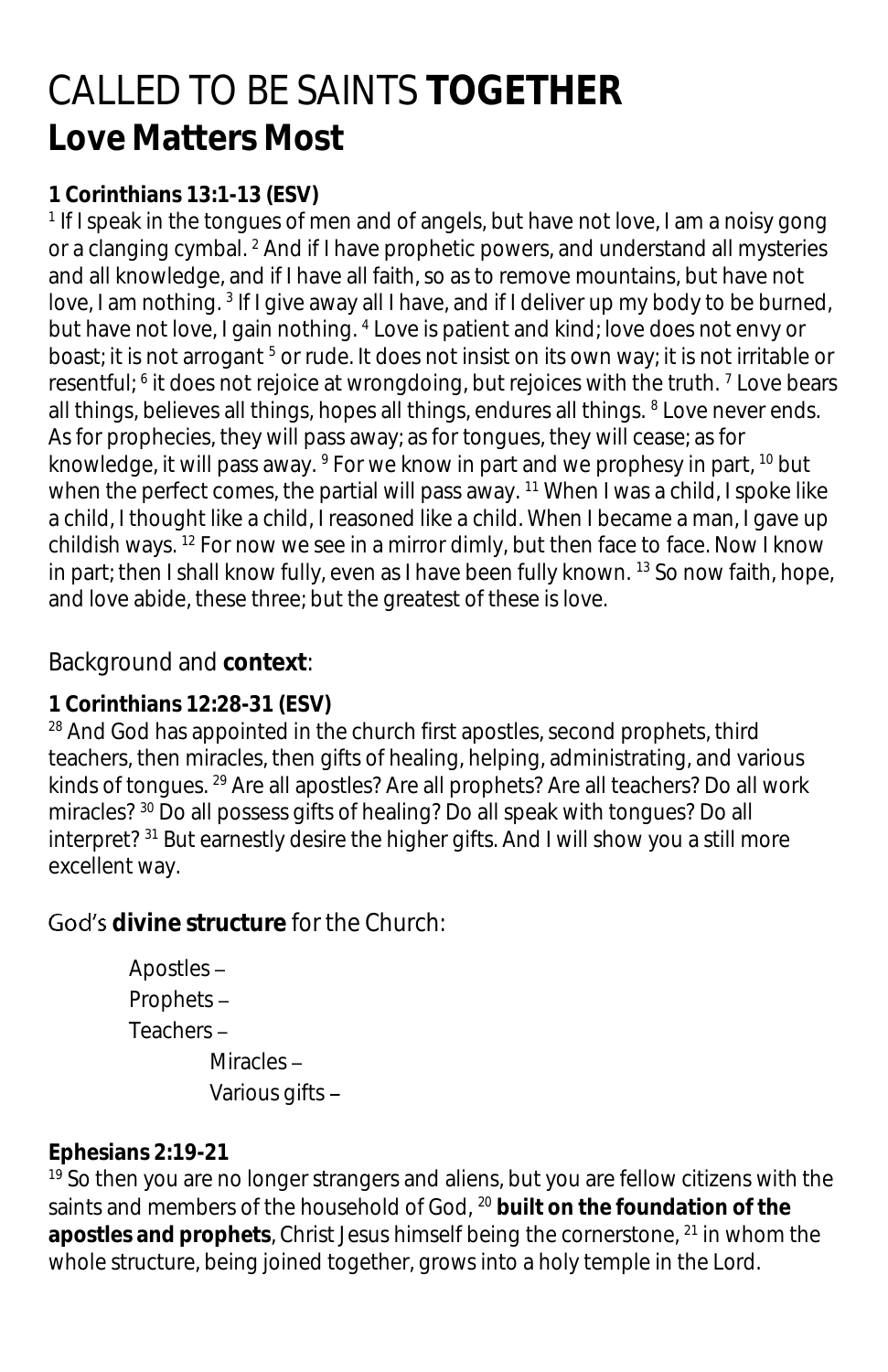# CALLED TO BE SAINTS **TOGETHER**
## Love Matters Most

**1 Corinthians 13:1-13 (ESV)**
[1] If I speak in the tongues of men and of angels, but have not love, I am a noisy gong or a clanging cymbal. [2] And if I have prophetic powers, and understand all mysteries and all knowledge, and if I have all faith, so as to remove mountains, but have not love, I am nothing. [3] If I give away all I have, and if I deliver up my body to be burned, but have not love, I gain nothing. [4] Love is patient and kind; love does not envy or boast; it is not arrogant [5] or rude. It does not insist on its own way; it is not irritable or resentful; [6] it does not rejoice at wrongdoing, but rejoices with the truth. [7] Love bears all things, believes all things, hopes all things, endures all things. [8] Love never ends. As for prophecies, they will pass away; as for tongues, they will cease; as for knowledge, it will pass away. [9] For we know in part and we prophesy in part, [10] but when the perfect comes, the partial will pass away. [11] When I was a child, I spoke like a child, I thought like a child, I reasoned like a child. When I became a man, I gave up childish ways. [12] For now we see in a mirror dimly, but then face to face. Now I know in part; then I shall know fully, even as I have been fully known. [13] So now faith, hope, and love abide, these three; but the greatest of these is love.

### Background and **context**:

**1 Corinthians 12:28-31 (ESV)**
[28] And God has appointed in the church first apostles, second prophets, third teachers, then miracles, then gifts of healing, helping, administrating, and various kinds of tongues. [29] Are all apostles? Are all prophets? Are all teachers? Do all work miracles? [30] Do all possess gifts of healing? Do all speak with tongues? Do all interpret? [31] But earnestly desire the higher gifts. And I will show you a still more excellent way.

### God's **divine structure** for the Church:

- Apostles –
- Prophets –
- Teachers –
    - Miracles –
    - Various gifts –

**Ephesians 2:19-21**
[19] So then you are no longer strangers and aliens, but you are fellow citizens with the saints and members of the household of God, [20] **built on the foundation of the apostles and prophets**, Christ Jesus himself being the cornerstone, [21] in whom the whole structure, being joined together, grows into a holy temple in the Lord.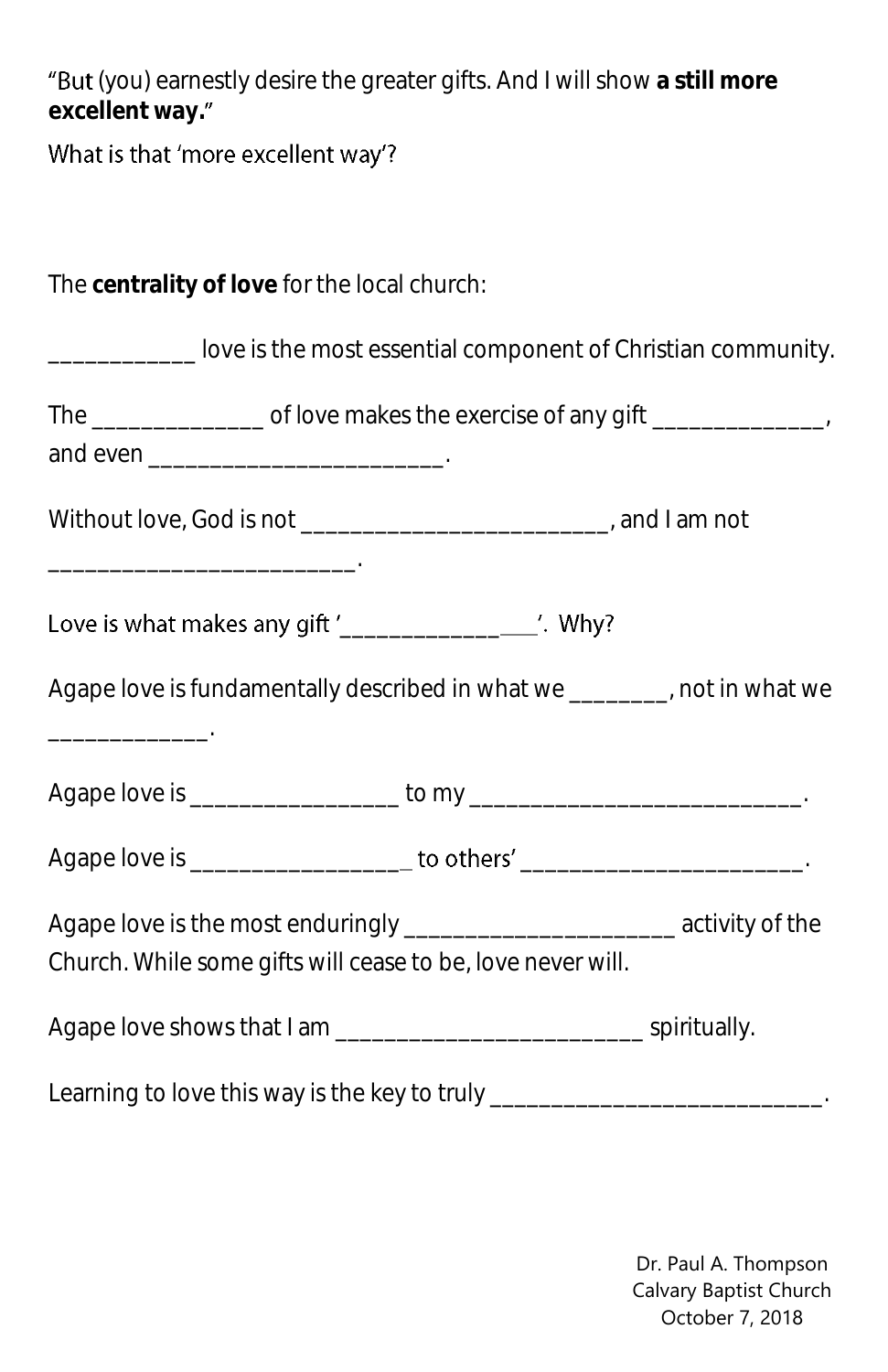"But (you) earnestly desire the greater gifts. And I will show **a still more excellent way.**"

What is that 'more excellent way'?

The **centrality of love** for the local church:

____________ love is the most essential component of Christian community.

The ______________ of love makes the exercise of any gift ______________, and even ________________________.

Without love, God is not _________________________, and I am not _________________________.

Love is what makes any gift '_________________'. Why?

Agape love is fundamentally described in what we ________, not in what we _____________.

Agape love is _________________ to my ___________________________.

Agape love is __________________ to others' ______________________.

Agape love is the most enduringly ______________________ activity of the Church. While some gifts will cease to be, love never will.

Agape love shows that I am _________________________ spiritually.

Learning to love this way is the key to truly ___________________________.

Dr. Paul A. Thompson
Calvary Baptist Church
October 7, 2018